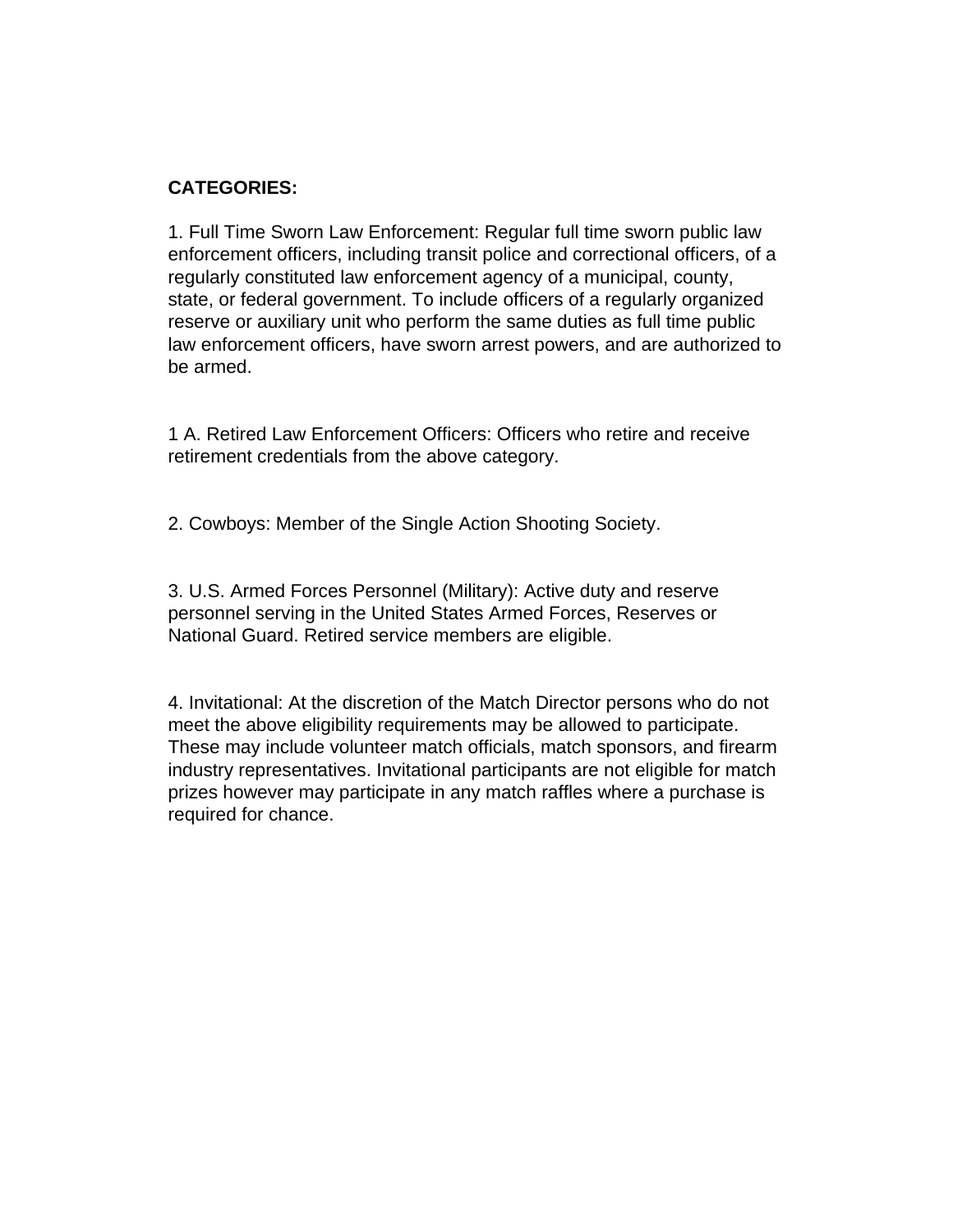**CATEGORIES:**

1. Full Time Sworn Law Enforcement: Regular full time sworn public law enforcement officers, including transit police and correctional officers, of a regularly constituted law enforcement agency of a municipal, county, state, or federal government. To include officers of a regularly organized reserve or auxiliary unit who perform the same duties as full time public law enforcement officers, have sworn arrest powers, and are authorized to be armed.

1 A. Retired Law Enforcement Officers: Officers who retire and receive retirement credentials from the above category.

2. Cowboys: Member of the Single Action Shooting Society.

3. U.S. Armed Forces Personnel (Military): Active duty and reserve personnel serving in the United States Armed Forces, Reserves or National Guard. Retired service members are eligible.

4. Invitational: At the discretion of the Match Director persons who do not meet the above eligibility requirements may be allowed to participate. These may include volunteer match officials, match sponsors, and firearm industry representatives. Invitational participants are not eligible for match prizes however may participate in any match raffles where a purchase is required for chance.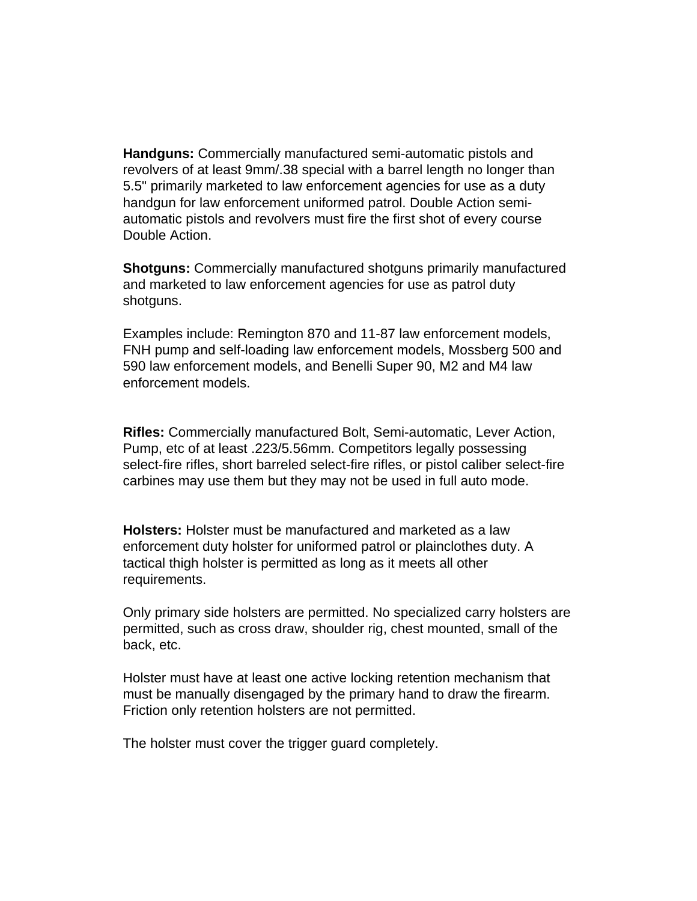**Handguns:** Commercially manufactured semi-automatic pistols and revolvers of at least 9mm/.38 special with a barrel length no longer than 5.5" primarily marketed to law enforcement agencies for use as a duty handgun for law enforcement uniformed patrol. Double Action semi-automatic pistols and revolvers must fire the first shot of every course Double Action.

**Shotguns:** Commercially manufactured shotguns primarily manufactured and marketed to law enforcement agencies for use as patrol duty shotguns.

Examples include: Remington 870 and 11-87 law enforcement models, FNH pump and self-loading law enforcement models, Mossberg 500 and 590 law enforcement models, and Benelli Super 90, M2 and M4 law enforcement models.

**Rifles:** Commercially manufactured Bolt, Semi-automatic, Lever Action, Pump, etc of at least .223/5.56mm. Competitors legally possessing select-fire rifles, short barreled select-fire rifles, or pistol caliber select-fire carbines may use them but they may not be used in full auto mode.

**Holsters:** Holster must be manufactured and marketed as a law enforcement duty holster for uniformed patrol or plainclothes duty. A tactical thigh holster is permitted as long as it meets all other requirements.

Only primary side holsters are permitted. No specialized carry holsters are permitted, such as cross draw, shoulder rig, chest mounted, small of the back, etc.

Holster must have at least one active locking retention mechanism that must be manually disengaged by the primary hand to draw the firearm. Friction only retention holsters are not permitted.

The holster must cover the trigger guard completely.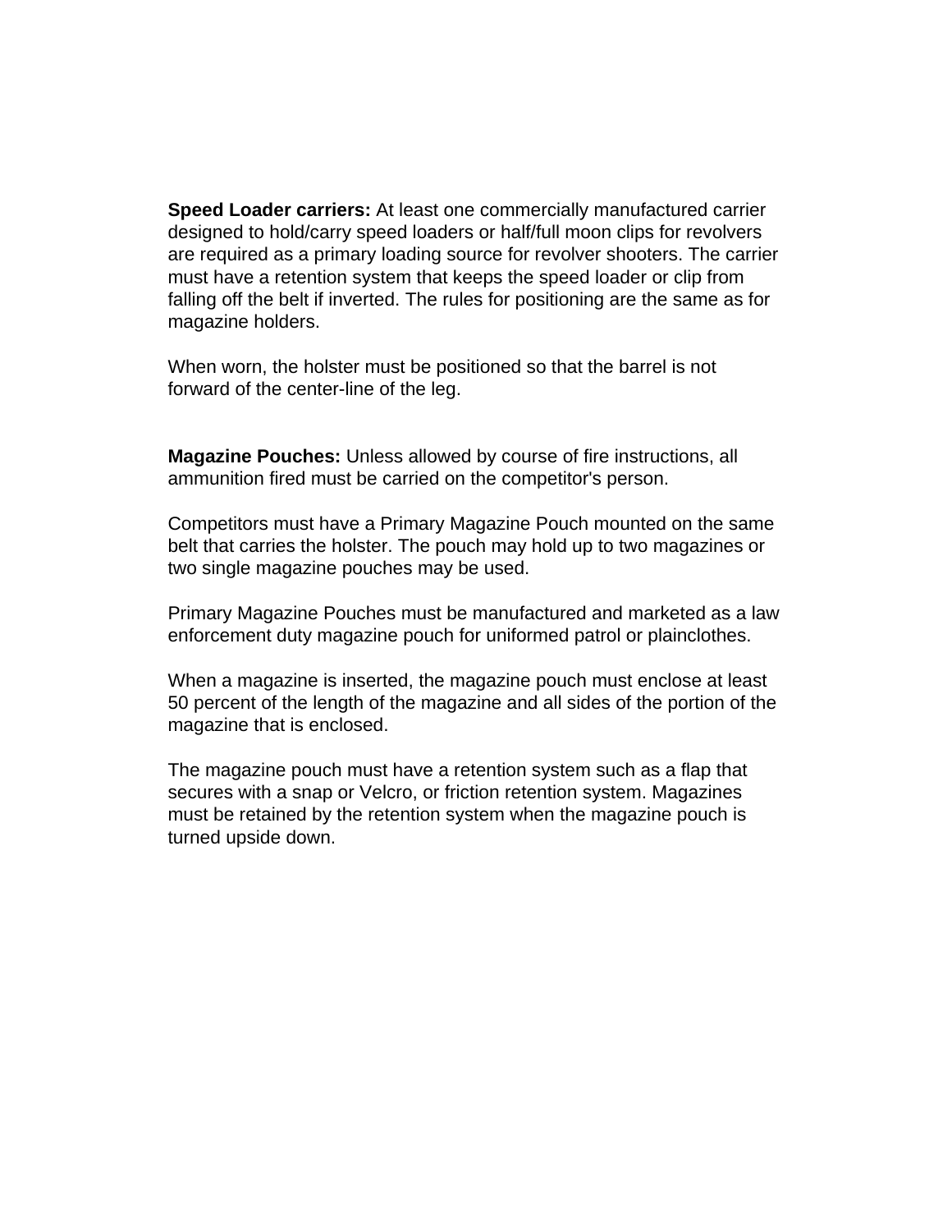**Speed Loader carriers:** At least one commercially manufactured carrier designed to hold/carry speed loaders or half/full moon clips for revolvers are required as a primary loading source for revolver shooters. The carrier must have a retention system that keeps the speed loader or clip from falling off the belt if inverted. The rules for positioning are the same as for magazine holders.

When worn, the holster must be positioned so that the barrel is not forward of the center-line of the leg.

**Magazine Pouches:** Unless allowed by course of fire instructions, all ammunition fired must be carried on the competitor's person.

Competitors must have a Primary Magazine Pouch mounted on the same belt that carries the holster. The pouch may hold up to two magazines or two single magazine pouches may be used.

Primary Magazine Pouches must be manufactured and marketed as a law enforcement duty magazine pouch for uniformed patrol or plainclothes.

When a magazine is inserted, the magazine pouch must enclose at least 50 percent of the length of the magazine and all sides of the portion of the magazine that is enclosed.

The magazine pouch must have a retention system such as a flap that secures with a snap or Velcro, or friction retention system. Magazines must be retained by the retention system when the magazine pouch is turned upside down.